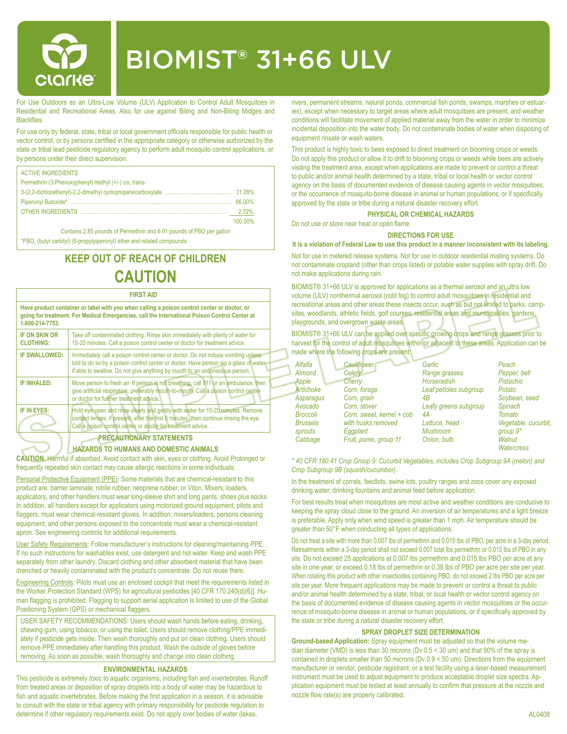# BIOMIST® 31+66 ULV

For Use Outdoors as an Ultra-Low Volume (ULV) Application to Control Adult Mosquitoes in Residential and Recreational Areas. Also for use against Biting and Non-Biting Midges and Blackflies.

For use only by federal, state, tribal or local government officials responsible for public health or vector control, or by persons certified in the appropriate category or otherwise authorized by the state or tribal lead pesticide regulatory agency to perform adult mosquito control applications, or by persons under their direct supervision.

| ACTIVE INGREDIENTS | |
|---|---|
| Permethrin (3-Phenoxyphenyl) methyl (+/-) cis, trans-3-(2,2-dichlorethenyl)-2,2-dimethyl cyclopropanecarboxylate | 31.28% |
| Piperonyl Butoxide* | 66.00% |
| OTHER INGREDIENTS | 2.72% |
| | 100.00% |

Contains 2.85 pounds of Permethrin and 6.01 pounds of PBO per gallon

*PBO, (butyl carbityl) (6-propylpiperonyl) ether and related compounds

## KEEP OUT OF REACH OF CHILDREN

## CAUTION

### FIRST AID

**Have product container or label with you when calling a poison control center or doctor, or going for treatment. For Medical Emergencies, call the International Poison Control Center at 1-800-214-7753.**

| | |
|---|---|
| **IF ON SKIN OR CLOTHING:** | Take off contaminated clothing. Rinse skin immediately with plenty of water for 15-20 minutes. Call a poison control center or doctor for treatment advice. |
| **IF SWALLOWED:** | Immediately call a poison control center or doctor. Do not induce vomiting unless told to do so by a poison control center or doctor. Have person sip a glass of water if able to swallow. Do not give anything by mouth to an unconscious person. |
| **IF INHALED:** | Move person to fresh air. If person is not breathing, call 911 or an ambulance, then give artificial respiration, preferably mouth-to-mouth. Call a poison control center or doctor for further treatment advice. |
| **IF IN EYES:** | Hold eye open and rinse slowly and gently with water for 15-20 minutes. Remove contact lenses, if present, after the first 5 minutes, then continue rinsing the eye. Call a poison control center or doctor for treatment advice. |

### PRECAUTIONARY STATEMENTS

### HAZARDS TO HUMANS AND DOMESTIC ANIMALS

**CAUTION.** Harmful if absorbed. Avoid contact with skin, eyes or clothing. Avoid Prolonged or frequently repeated skin contact may cause allergic reactions in some individuals.

Personal Protective Equipment (PPE): Some materials that are chemical-resistant to this product are: barrier laminate, nitrile rubber, neoprene rubber, or Viton. Mixers, loaders, applicators, and other handlers must wear long-sleeve shirt and long pants, shoes plus socks. In addition, all handlers except for applicators using motorized ground equipment, pilots and flaggers, must wear chemical-resistant gloves. In addition, mixers/loaders, persons cleaning equipment, and other persons exposed to the concentrate must wear a chemical-resistant apron. See engineering controls for additional requirements.

User Safety Requirements: Follow manufacturer's instructions for cleaning/maintaining PPE. If no such instructions for washables exist, use detergent and hot water. Keep and wash PPE separately from other laundry. Discard clothing and other absorbent material that have been drenched or heavily contaminated with the product's concentrate. Do not reuse them.

Engineering Controls: Pilots must use an enclosed cockpit that meet the requirements listed in the Worker Protection Standard (WPS) for agricultural pesticides [40 CFR 170.240(d)(6)]. Human flagging is prohibited. Flagging to support aerial application is limited to use of the Global Positioning System (GPS) or mechanical flaggers.

USER SAFETY RECOMMENDATIONS: Users should wash hands before eating, drinking, chewing gum, using tobacco, or using the toilet. Users should remove clothing/PPE immediately if pesticide gets inside. Then wash thoroughly and put on clean clothing. Users should remove PPE immediately after handling this product. Wash the outside of gloves before removing. As soon as possible, wash thoroughly and change into clean clothing.

### ENVIRONMENTAL HAZARDS

This pesticide is extremely toxic to aquatic organisms, including fish and invertebrates. Runoff from treated areas or deposition of spray droplets into a body of water may be hazardous to fish and aquatic invertebrates. Before making the first application in a season, it is advisable to consult with the state or tribal agency with primary responsibility for pesticide regulation to determine if other regulatory requirements exist. Do not apply over bodies of water (lakes, rivers, permanent streams, natural ponds, commercial fish ponds, swamps, marshes or estuaries), except when necessary to target areas where adult mosquitoes are present, and weather conditions will facilitate movement of applied material away from the water in order to minimize incidental deposition into the water body. Do not contaminate bodies of water when disposing of equipment rinsate or wash waters.

This product is highly toxic to bees exposed to direct treatment on blooming crops or weeds. Do not apply this product or allow it to drift to blooming crops or weeds while bees are actively visiting the treatment area, except when applications are made to prevent or control a threat to public and/or animal health determined by a state, tribal or local health or vector control agency on the basis of documented evidence of disease causing agents in vector mosquitoes, or the occurrence of mosquito-borne disease in animal or human populations, or if specifically approved by the state or tribe during a natural disaster recovery effort.

### PHYSICAL OR CHEMICAL HAZARDS

Do not use or store near heat or open flame.

### DIRECTIONS FOR USE

**It is a violation of Federal Law to use this product in a manner inconsistent with its labeling.**

Not for use in metered release systems. Not for use in outdoor residential misting systems. Do not contaminate cropland (other than crops listed) or potable water supplies with spray drift. Do not make applications during rain.

BIOMIST® 31+66 ULV is approved for applications as a thermal aerosol and an ultra low volume (ULV) nonthermal aerosol (cold fog) to control adult mosquitoes in residential and recreational areas and other areas these insects occur, such as but not limited to parks, campsites, woodlands, athletic fields, golf courses, residential areas and municipalities, gardens, playgrounds, and overgrown waste areas.

BIOMIST® 31+66 ULV can be applied over specific growing crops and range grasses prior to harvest for the control of adult mosquitoes within or adjacent to these areas. Application can be made where the following crops are present:

| | | | |
|---|---|---|---|
| *Alfalfa* | *Cauliflower* | *Garlic* | *Peach* |
| *Almond* | *Celery* | *Range grasses* | *Pepper, bell* |
| *Apple* | *Cherry* | *Horseradish* | *Pistachio* |
| *Artichoke* | *Corn, forage* | *Leaf petioles subgroup 4B* | *Potato* |
| *Asparagus* | *Corn, grain* | *Leafy greens subgroup 4A* | *Soybean, seed* |
| *Avocado* | *Corn, stover* | *Lettuce, head* | *Spinach* |
| *Broccoli* | *Corn, sweet, kernel + cob with husks removed* | *Mushroom* | *Tomato* |
| *Brussels sprouts* | *Eggplant* | *Onion, bulb* | *Vegetable, cucurbit, group 9** |
| *Cabbage* | *Fruit, pome, group 11* | | *Walnut* |
| | | | *Watercress* |

*\* 40 CFR 180.41 Crop Group 9: Cucurbit Vegetables, includes Crop Subgroup 9A (melon) and Crop Subgroup 9B (squash/cucumber).*

In the treatment of corrals, feedlots, swine lots, poultry ranges and zoos cover any exposed drinking water, drinking fountains and animal feed before application.

For best results treat when mosquitoes are most active and weather conditions are conducive to keeping the spray cloud close to the ground. An inversion of air temperatures and a light breeze is preferable. Apply only when wind speed is greater than 1 mph. Air temperature should be greater than 50°F when conducting all types of applications.

Do not treat a site with more than 0.007 lbs of permethrin and 0.015 lbs of PBO, per acre in a 3-day period. Retreatments within a 3-day period shall not exceed 0.007 total lbs permethrin or 0.015 lbs of PBO in any site. Do not exceed 25 applications at 0.007 lbs permethrin and 0.015 lbs PBO per acre at any site in one year, or exceed 0.18 lbs of permethrin or 0.38 lbs of PBO per acre per site per year. When rotating this product with other insecticides containing PBO, do not exceed 2 lbs PBO per acre per site per year. More frequent applications may be made to prevent or control a threat to public and/or animal health determined by a state, tribal, or local health or vector control agency on the basis of documented evidence of disease causing agents in vector mosquitoes or the occurrence of mosquito-borne disease in animal or human populations, or if specifically approved by the state or tribe during a natural disaster recovery effort.

### SPRAY DROPLET SIZE DETERMINATION

**Ground-based Application:** Spray equipment must be adjusted so that the volume median diameter (VMD) is less than 30 microns ($Dv\ 0.5 < 30$ um) and that 90% of the spray is contained in droplets smaller than 50 microns ($Dv\ 0.9 < 50$ um). Directions from the equipment manufacturer or vendor, pesticide registrant, or a test facility using a laser-based measurement instrument must be used to adjust equipment to produce acceptable droplet size spectra. Application equipment must be tested at least annually to confirm that pressure at the nozzle and nozzle flow rate(s) are properly calibrated.

AL0408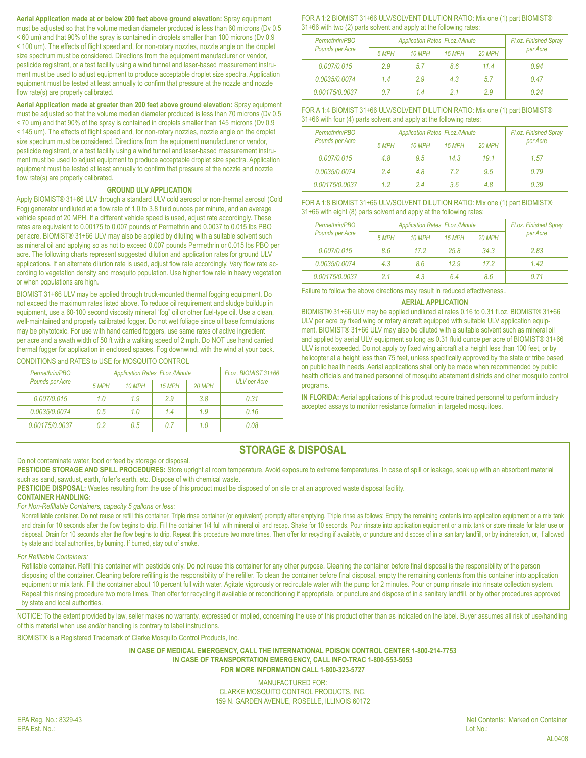**Aerial Application made at or below 200 feet above ground elevation:** Spray equipment must be adjusted so that the volume median diameter produced is less than 60 microns (Dv 0.5 < 60 um) and that 90% of the spray is contained in droplets smaller than 100 microns (Dv 0.9 < 100 um). The effects of flight speed and, for non-rotary nozzles, nozzle angle on the droplet size spectrum must be considered. Directions from the equipment manufacturer or vendor, pesticide registrant, or a test facility using a wind tunnel and laser-based measurement instrument must be used to adjust equipment to produce acceptable droplet size spectra. Application equipment must be tested at least annually to confirm that pressure at the nozzle and nozzle flow rate(s) are properly calibrated.

**Aerial Application made at greater than 200 feet above ground elevation:** Spray equipment must be adjusted so that the volume median diameter produced is less than 70 microns (Dv 0.5 < 70 um) and that 90% of the spray is contained in droplets smaller than 145 microns (Dv 0.9 < 145 um). The effects of flight speed and, for non-rotary nozzles, nozzle angle on the droplet size spectrum must be considered. Directions from the equipment manufacturer or vendor, pesticide registrant, or a test facility using a wind tunnel and laser-based measurement instrument must be used to adjust equipment to produce acceptable droplet size spectra. Application equipment must be tested at least annually to confirm that pressure at the nozzle and nozzle flow rate(s) are properly calibrated.

### GROUND ULV APPLICATION

Apply BIOMIST® 31+66 ULV through a standard ULV cold aerosol or non-thermal aerosol (Cold Fog) generator undiluted at a flow rate of 1.0 to 3.8 fluid ounces per minute, and an average vehicle speed of 20 MPH. If a different vehicle speed is used, adjust rate accordingly. These rates are equivalent to 0.00175 to 0.007 pounds of Permethrin and 0.0037 to 0.015 lbs PBO per acre. BIOMIST® 31+66 ULV may also be applied by diluting with a suitable solvent such as mineral oil and applying so as not to exceed 0.007 pounds Permethrin or 0.015 lbs PBO per acre. The following charts represent suggested dilution and application rates for ground ULV applications. If an alternate dilution rate is used, adjust flow rate accordingly. Vary flow rate according to vegetation density and mosquito population. Use higher flow rate in heavy vegetation or when populations are high.

BIOMIST 31+66 ULV may be applied through truck-mounted thermal fogging equipment. Do not exceed the maximum rates listed above. To reduce oil requirement and sludge buildup in equipment, use a 60-100 second viscosity mineral "fog" oil or other fuel-type oil. Use a clean, well-maintained and properly calibrated fogger. Do not wet foliage since oil base formulations may be phytotoxic. For use with hand carried foggers, use same rates of active ingredient per acre and a swath width of 50 ft with a walking speed of 2 mph. Do NOT use hand carried thermal fogger for application in enclosed spaces. Fog downwind, with the wind at your back.

CONDITIONS and RATES to USE for MOSQUITO CONTROL

| Permethrin/PBO Pounds per Acre | Application Rates Fl.oz./Minute | | | | Fl.oz. BIOMIST 31+66 ULV per Acre |
|---|---|---|---|---|---|
| | 5 MPH | 10 MPH | 15 MPH | 20 MPH | |
| 0.007/0.015 | 1.0 | 1.9 | 2.9 | 3.8 | 0.31 |
| 0.0035/0.0074 | 0.5 | 1.0 | 1.4 | 1.9 | 0.16 |
| 0.00175/0.0037 | 0.2 | 0.5 | 0.7 | 1.0 | 0.08 |

FOR A 1:2 BIOMIST 31+66 ULV/SOLVENT DILUTION RATIO: Mix one (1) part BIOMIST® 31+66 with two (2) parts solvent and apply at the following rates:

| Permethrin/PBO Pounds per Acre | Application Rates Fl.oz./Minute | | | | Fl.oz. Finished Spray per Acre |
|---|---|---|---|---|---|
| | 5 MPH | 10 MPH | 15 MPH | 20 MPH | |
| 0.007/0.015 | 2.9 | 5.7 | 8.6 | 11.4 | 0.94 |
| 0.0035/0.0074 | 1.4 | 2.9 | 4.3 | 5.7 | 0.47 |
| 0.00175/0.0037 | 0.7 | 1.4 | 2.1 | 2.9 | 0.24 |

FOR A 1:4 BIOMIST 31+66 ULV/SOLVENT DILUTION RATIO: Mix one (1) part BIOMIST® 31+66 with four (4) parts solvent and apply at the following rates:

| Permethrin/PBO Pounds per Acre | Application Rates Fl.oz./Minute | | | | Fl.oz. Finished Spray per Acre |
|---|---|---|---|---|---|
| | 5 MPH | 10 MPH | 15 MPH | 20 MPH | |
| 0.007/0.015 | 4.8 | 9.5 | 14.3 | 19.1 | 1.57 |
| 0.0035/0.0074 | 2.4 | 4.8 | 7.2 | 9.5 | 0.79 |
| 0.00175/0.0037 | 1.2 | 2.4 | 3.6 | 4.8 | 0.39 |

FOR A 1:8 BIOMIST 31+66 ULV/SOLVENT DILUTION RATIO: Mix one (1) part BIOMIST® 31+66 with eight (8) parts solvent and apply at the following rates:

| Permethrin/PBO Pounds per Acre | Application Rates Fl.oz./Minute | | | | Fl.oz. Finished Spray per Acre |
|---|---|---|---|---|---|
| | 5 MPH | 10 MPH | 15 MPH | 20 MPH | |
| 0.007/0.015 | 8.6 | 17.2 | 25.8 | 34.3 | 2.83 |
| 0.0035/0.0074 | 4.3 | 8.6 | 12.9 | 17.2 | 1.42 |
| 0.00175/0.0037 | 2.1 | 4.3 | 6.4 | 8.6 | 0.71 |

Failure to follow the above directions may result in reduced effectiveness..

### AERIAL APPLICATION

BIOMIST® 31+66 ULV may be applied undiluted at rates 0.16 to 0.31 fl.oz. BIOMIST® 31+66 ULV per acre by fixed wing or rotary aircraft equipped with suitable ULV application equipment. BIOMIST® 31+66 ULV may also be diluted with a suitable solvent such as mineral oil and applied by aerial ULV equipment so long as 0.31 fluid ounce per acre of BIOMIST® 31+66 ULV is not exceeded. Do not apply by fixed wing aircraft at a height less than 100 feet, or by helicopter at a height less than 75 feet, unless specifically approved by the state or tribe based on public health needs. Aerial applications shall only be made when recommended by public health officials and trained personnel of mosquito abatement districts and other mosquito control programs.

**IN FLORIDA:** Aerial applications of this product require trained personnel to perform industry accepted assays to monitor resistance formation in targeted mosquitoes.

## STORAGE & DISPOSAL

Do not contaminate water, food or feed by storage or disposal.

**PESTICIDE STORAGE AND SPILL PROCEDURES:** Store upright at room temperature. Avoid exposure to extreme temperatures. In case of spill or leakage, soak up with an absorbent material such as sand, sawdust, earth, fuller's earth, etc. Dispose of with chemical waste.

**PESTICIDE DISPOSAL:** Wastes resulting from the use of this product must be disposed of on site or at an approved waste disposal facility.

**CONTAINER HANDLING:**

*For Non-Refillable Containers, capacity 5 gallons or less:*

Nonrefillable container. Do not reuse or refill this container. Triple rinse container (or equivalent) promptly after emptying. Triple rinse as follows: Empty the remaining contents into application equipment or a mix tank and drain for 10 seconds after the flow begins to drip. Fill the container 1/4 full with mineral oil and recap. Shake for 10 seconds. Pour rinsate into application equipment or a mix tank or store rinsate for later use or disposal. Drain for 10 seconds after the flow begins to drip. Repeat this procedure two more times. Then offer for recycling if available, or puncture and dispose of in a sanitary landfill, or by incineration, or, if allowed by state and local authorities, by burning. If burned, stay out of smoke.

*For Refillable Containers:*

Refillable container. Refill this container with pesticide only. Do not reuse this container for any other purpose. Cleaning the container before final disposal is the responsibility of the person disposing of the container. Cleaning before refilling is the responsibility of the refiller. To clean the container before final disposal, empty the remaining contents from this container into application equipment or mix tank. Fill the container about 10 percent full with water. Agitate vigorously or recirculate water with the pump for 2 minutes. Pour or pump rinsate into rinsate collection system. Repeat this rinsing procedure two more times. Then offer for recycling if available or reconditioning if appropriate, or puncture and dispose of in a sanitary landfill, or by other procedures approved by state and local authorities.

NOTICE: To the extent provided by law, seller makes no warranty, expressed or implied, concerning the use of this product other than as indicated on the label. Buyer assumes all risk of use/handling of this material when use and/or handling is contrary to label instructions.

BIOMIST® is a Registered Trademark of Clarke Mosquito Control Products, Inc.

**IN CASE OF MEDICAL EMERGENCY, CALL THE INTERNATIONAL POISON CONTROL CENTER 1-800-214-7753**
**IN CASE OF TRANSPORTATION EMERGENCY, CALL INFO-TRAC 1-800-553-5053**
**FOR MORE INFORMATION CALL 1-800-323-5727**

MANUFACTURED FOR:
CLARKE MOSQUITO CONTROL PRODUCTS, INC.
159 N. GARDEN AVENUE, ROSELLE, ILLINOIS 60172

EPA Reg. No.: 8329-43
EPA Est. No.: ____________________

Net Contents: Marked on Container
Lot No.:____________________

AL0408